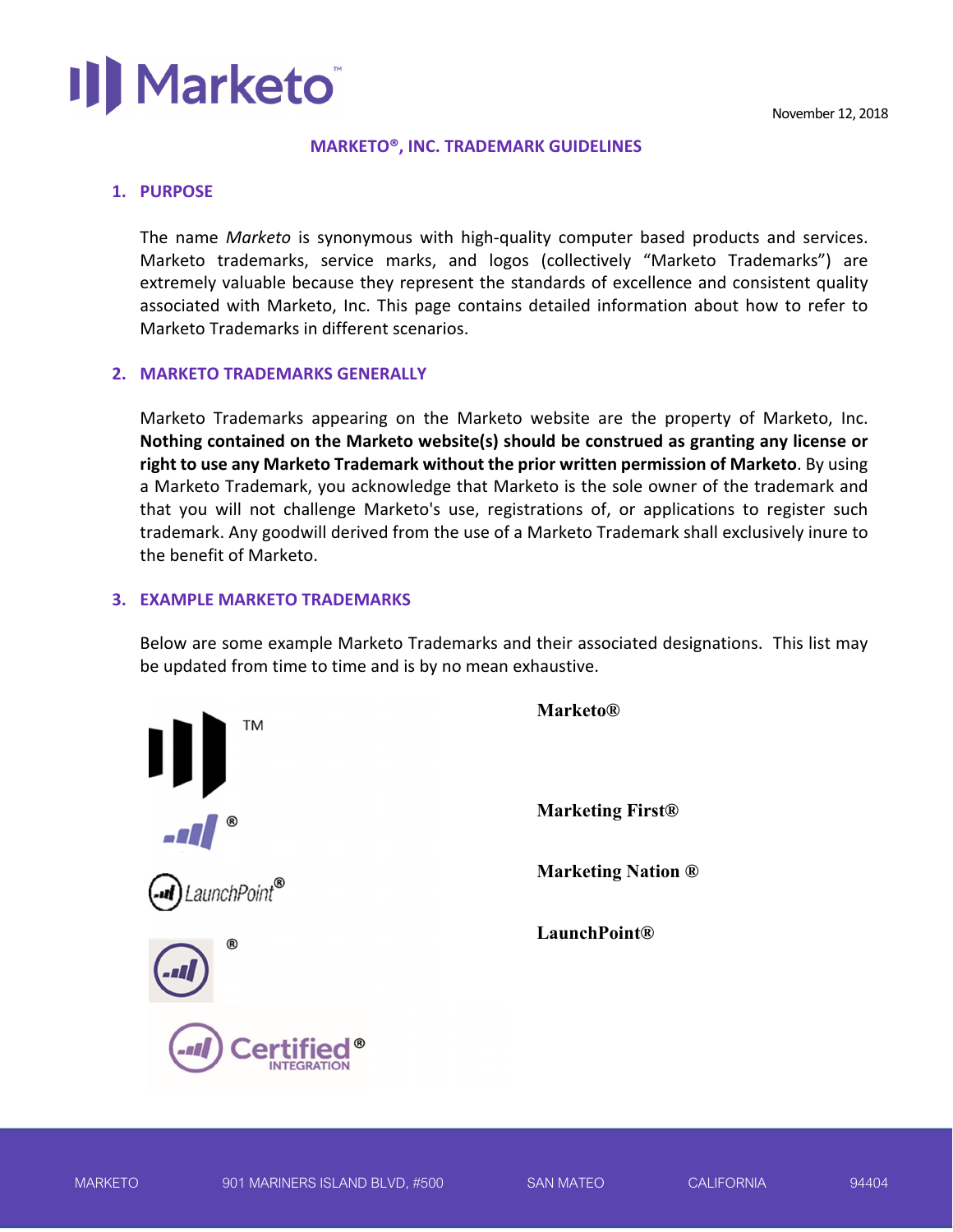November 12, 2018

# MARKETO®, INC. TRADEMARK GUIDELINES

## 1. PURPOSE

The name *Marketo* is synonymous with high-quality computer based products and services. Marketo trademarks, service marks, and logos (collectively "Marketo Trademarks") are extremely valuable because they represent the standards of excellence and consistent quality associated with Marketo, Inc. This page contains detailed information about how to refer to Marketo Trademarks in different scenarios.

## 2. MARKETO TRADEMARKS GENERALLY

Marketo Trademarks appearing on the Marketo website are the property of Marketo, Inc. **Nothing contained on the Marketo website(s) should be construed as granting any license or right to use any Marketo Trademark without the prior written permission of Marketo**. By using a Marketo Trademark, you acknowledge that Marketo is the sole owner of the trademark and that you will not challenge Marketo's use, registrations of, or applications to register such trademark. Any goodwill derived from the use of a Marketo Trademark shall exclusively inure to the benefit of Marketo.

## 3. EXAMPLE MARKETO TRADEMARKS

Below are some example Marketo Trademarks and their associated designations. This list may be updated from time to time and is by no mean exhaustive.

TM

®

LaunchPoint®

®

Certified® INTEGRATION

**Marketo®**

**Marketing First®**

**Marketing Nation ®**

**LaunchPoint®**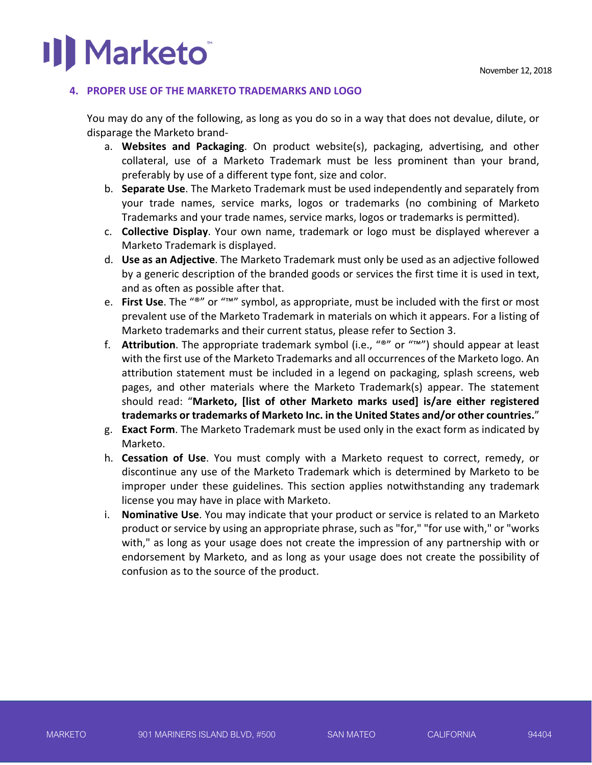## 4. PROPER USE OF THE MARKETO TRADEMARKS AND LOGO

You may do any of the following, as long as you do so in a way that does not devalue, dilute, or disparage the Marketo brand-

a. **Websites and Packaging**. On product website(s), packaging, advertising, and other collateral, use of a Marketo Trademark must be less prominent than your brand, preferably by use of a different type font, size and color.
b. **Separate Use**. The Marketo Trademark must be used independently and separately from your trade names, service marks, logos or trademarks (no combining of Marketo Trademarks and your trade names, service marks, logos or trademarks is permitted).
c. **Collective Display**. Your own name, trademark or logo must be displayed wherever a Marketo Trademark is displayed.
d. **Use as an Adjective**. The Marketo Trademark must only be used as an adjective followed by a generic description of the branded goods or services the first time it is used in text, and as often as possible after that.
e. **First Use**. The "®" or "™" symbol, as appropriate, must be included with the first or most prevalent use of the Marketo Trademark in materials on which it appears. For a listing of Marketo trademarks and their current status, please refer to Section 3.
f. **Attribution**. The appropriate trademark symbol (i.e., "®" or "™") should appear at least with the first use of the Marketo Trademarks and all occurrences of the Marketo logo. An attribution statement must be included in a legend on packaging, splash screens, web pages, and other materials where the Marketo Trademark(s) appear. The statement should read: "**Marketo, [list of other Marketo marks used] is/are either registered trademarks or trademarks of Marketo Inc. in the United States and/or other countries.**"
g. **Exact Form**. The Marketo Trademark must be used only in the exact form as indicated by Marketo.
h. **Cessation of Use**. You must comply with a Marketo request to correct, remedy, or discontinue any use of the Marketo Trademark which is determined by Marketo to be improper under these guidelines. This section applies notwithstanding any trademark license you may have in place with Marketo.
i. **Nominative Use**. You may indicate that your product or service is related to an Marketo product or service by using an appropriate phrase, such as "for," "for use with," or "works with," as long as your usage does not create the impression of any partnership with or endorsement by Marketo, and as long as your usage does not create the possibility of confusion as to the source of the product.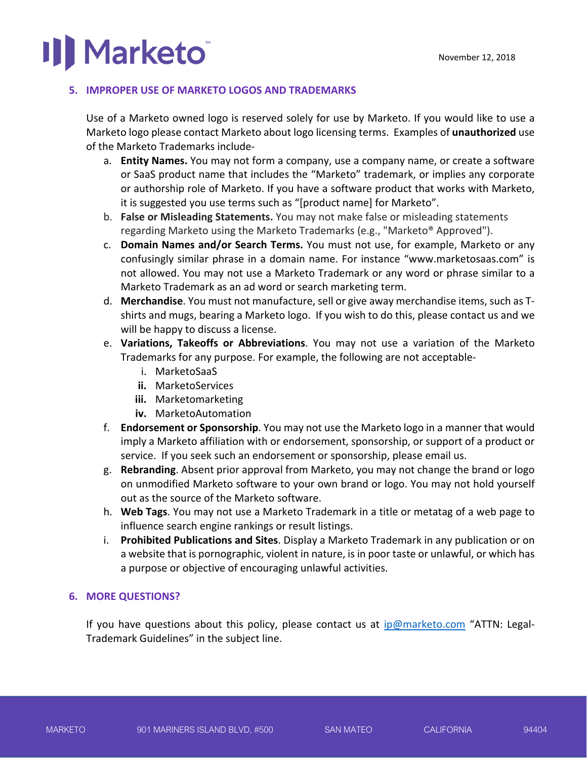## 5. IMPROPER USE OF MARKETO LOGOS AND TRADEMARKS

Use of a Marketo owned logo is reserved solely for use by Marketo. If you would like to use a Marketo logo please contact Marketo about logo licensing terms. Examples of **unauthorized** use of the Marketo Trademarks include-

a. **Entity Names.** You may not form a company, use a company name, or create a software or SaaS product name that includes the "Marketo" trademark, or implies any corporate or authorship role of Marketo. If you have a software product that works with Marketo, it is suggested you use terms such as "[product name] for Marketo".

b. **False or Misleading Statements.** You may not make false or misleading statements regarding Marketo using the Marketo Trademarks (e.g., "Marketo® Approved").

c. **Domain Names and/or Search Terms.** You must not use, for example, Marketo or any confusingly similar phrase in a domain name. For instance "www.marketosaas.com" is not allowed. You may not use a Marketo Trademark or any word or phrase similar to a Marketo Trademark as an ad word or search marketing term.

d. **Merchandise**. You must not manufacture, sell or give away merchandise items, such as T-shirts and mugs, bearing a Marketo logo. If you wish to do this, please contact us and we will be happy to discuss a license.

e. **Variations, Takeoffs or Abbreviations**. You may not use a variation of the Marketo Trademarks for any purpose. For example, the following are not acceptable-
   i. MarketoSaaS
   ii. MarketoServices
   iii. Marketomarketing
   iv. MarketoAutomation

f. **Endorsement or Sponsorship**. You may not use the Marketo logo in a manner that would imply a Marketo affiliation with or endorsement, sponsorship, or support of a product or service. If you seek such an endorsement or sponsorship, please email us.

g. **Rebranding**. Absent prior approval from Marketo, you may not change the brand or logo on unmodified Marketo software to your own brand or logo. You may not hold yourself out as the source of the Marketo software.

h. **Web Tags**. You may not use a Marketo Trademark in a title or metatag of a web page to influence search engine rankings or result listings.

i. **Prohibited Publications and Sites**. Display a Marketo Trademark in any publication or on a website that is pornographic, violent in nature, is in poor taste or unlawful, or which has a purpose or objective of encouraging unlawful activities.

## 6. MORE QUESTIONS?

If you have questions about this policy, please contact us at ip@marketo.com "ATTN: Legal-Trademark Guidelines" in the subject line.